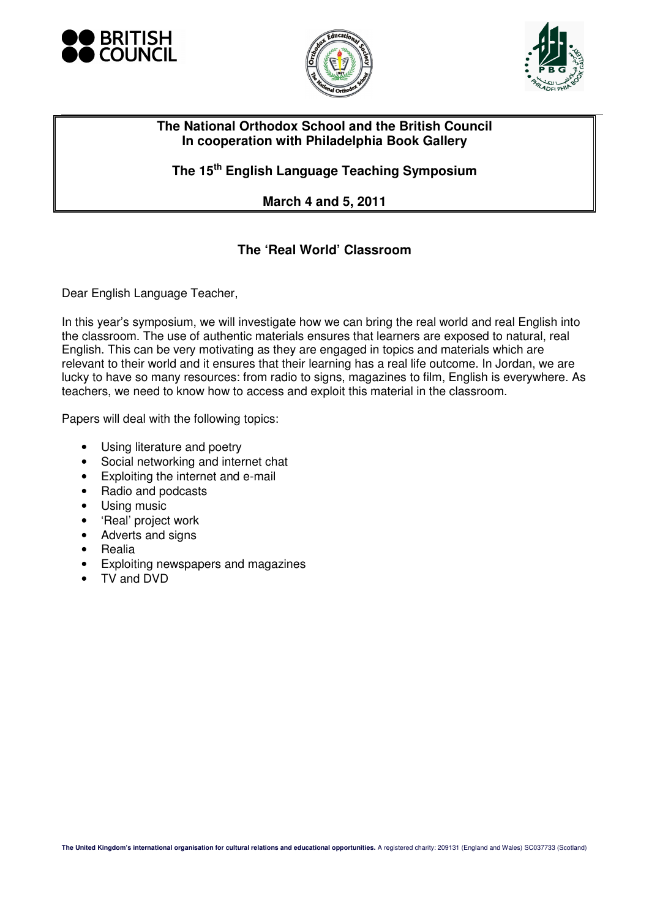**The National Orthodox School and the British Council**
**In cooperation with Philadelphia Book Gallery**

**The 15th English Language Teaching Symposium**

**March 4 and 5, 2011**

## The 'Real World' Classroom

Dear English Language Teacher,

In this year's symposium, we will investigate how we can bring the real world and real English into the classroom. The use of authentic materials ensures that learners are exposed to natural, real English. This can be very motivating as they are engaged in topics and materials which are relevant to their world and it ensures that their learning has a real life outcome. In Jordan, we are lucky to have so many resources: from radio to signs, magazines to film, English is everywhere. As teachers, we need to know how to access and exploit this material in the classroom.

Papers will deal with the following topics:

- Using literature and poetry
- Social networking and internet chat
- Exploiting the internet and e-mail
- Radio and podcasts
- Using music
- 'Real' project work
- Adverts and signs
- Realia
- Exploiting newspapers and magazines
- TV and DVD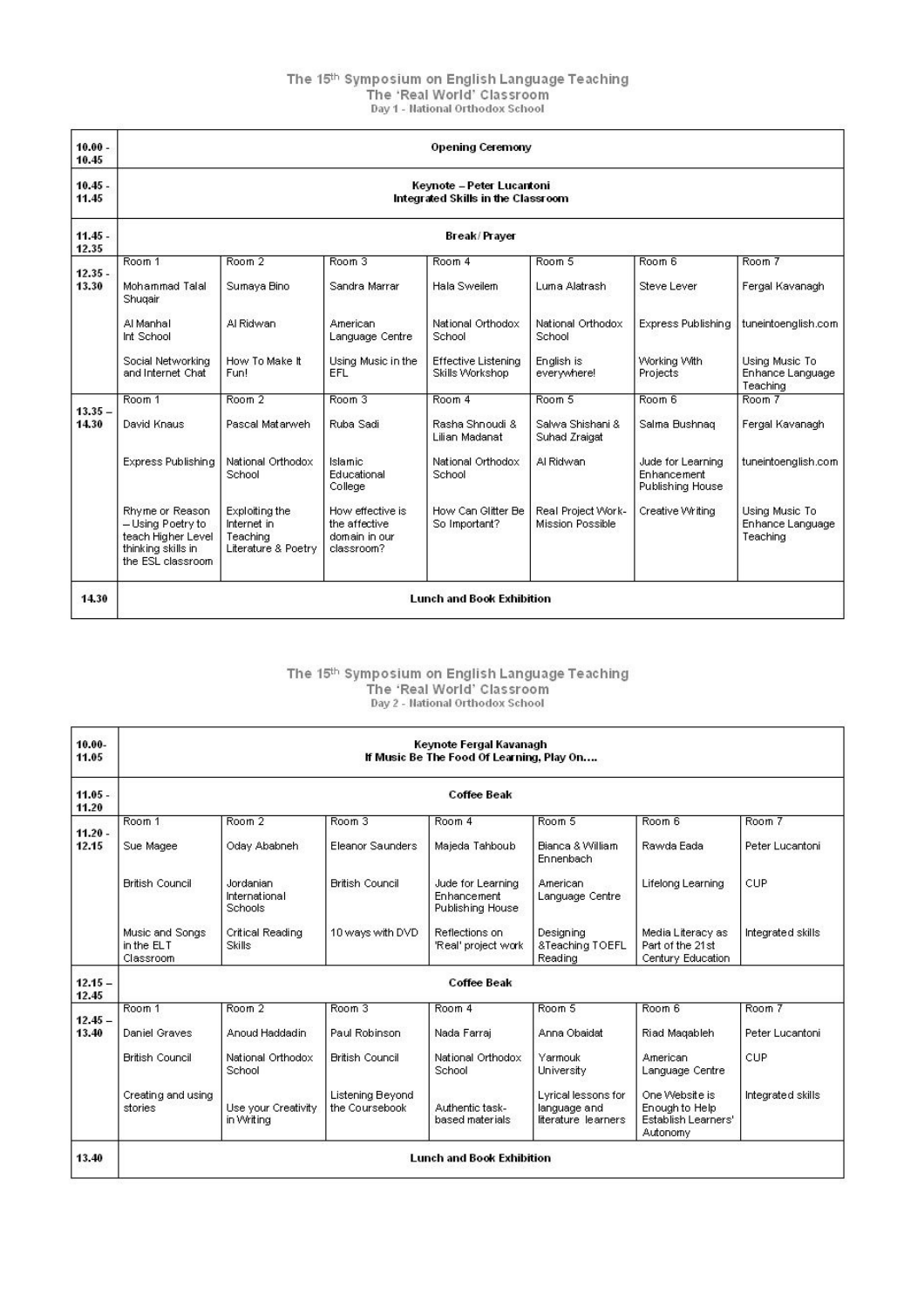# The 15th Symposium on English Language Teaching
## The 'Real World' Classroom
### Day 1 - National Orthodox School

| | | | | | | | |
|---|---|---|---|---|---|---|---|
| 10.00 - 10.45 | **Opening Ceremony** | | | | | | |
| 10.45 - 11.45 | **Keynote – Peter Lucantoni**<br>**Integrated Skills in the Classroom** | | | | | | |
| 11.45 - 12.35 | **Break/ Prayer** | | | | | | |
| 12.35 - 13.30 | Room 1<br><br>Mohammad Talal Shuqair<br><br>Al Manhal Int School<br><br>Social Networking and Internet Chat | Room 2<br><br>Sumaya Bino<br><br>Al Ridwan<br><br>How To Make It Fun! | Room 3<br><br>Sandra Marrar<br><br>American Language Centre<br><br>Using Music in the EFL | Room 4<br><br>Hala Sweilem<br><br>National Orthodox School<br><br>Effective Listening Skills Workshop | Room 5<br><br>Luma Alatrash<br><br>National Orthodox School<br><br>English is everywhere! | Room 6<br><br>Steve Lever<br><br>Express Publishing<br><br>Working With Projects | Room 7<br><br>Fergal Kavanagh<br><br>tuneintoenglish.com<br><br>Using Music To Enhance Language Teaching |
| 13.35 – 14.30 | Room 1<br><br>David Knaus<br><br>Express Publishing<br><br>Rhyme or Reason – Using Poetry to teach Higher Level thinking skills in the ESL classroom | Room 2<br><br>Pascal Matarweh<br><br>National Orthodox School<br><br>Exploiting the Internet in Teaching Literature & Poetry | Room 3<br><br>Ruba Sadi<br><br>Islamic Educational College<br><br>How effective is the affective domain in our classroom? | Room 4<br><br>Rasha Shnoudi & Lilian Madanat<br><br>National Orthodox School<br><br>How Can Glitter Be So Important? | Room 5<br><br>Salwa Shishani & Suhad Zraigat<br><br>Al Ridwan<br><br>Real Project Work-Mission Possible | Room 6<br><br>Salma Bushnaq<br><br>Jude for Learning Enhancement Publishing House<br><br>Creative Writing | Room 7<br><br>Fergal Kavanagh<br><br>tuneintoenglish.com<br><br>Using Music To Enhance Language Teaching |
| 14.30 | **Lunch and Book Exhibition** | | | | | | |

# The 15th Symposium on English Language Teaching
## The 'Real World' Classroom
### Day 2 - National Orthodox School

| | | | | | | | |
|---|---|---|---|---|---|---|---|
| 10.00-11.05 | **Keynote Fergal Kavanagh**<br>**If Music Be The Food Of Learning, Play On....** | | | | | | |
| 11.05 - 11.20 | **Coffee Beak** | | | | | | |
| 11.20 - 12.15 | Room 1<br><br>Sue Magee<br><br>British Council<br><br>Music and Songs in the ELT Classroom | Room 2<br><br>Oday Ababneh<br><br>Jordanian International Schools<br><br>Critical Reading Skills | Room 3<br><br>Eleanor Saunders<br><br>British Council<br><br>10 ways with DVD | Room 4<br><br>Majeda Tahboub<br><br>Jude for Learning Enhancement Publishing House<br><br>Reflections on 'Real' project work | Room 5<br><br>Bianca & William Ennenbach<br><br>American Language Centre<br><br>Designing &Teaching TOEFL Reading | Room 6<br><br>Rawda Eada<br><br>Lifelong Learning<br><br>Media Literacy as Part of the 21st Century Education | Room 7<br><br>Peter Lucantoni<br><br>CUP<br><br>Integrated skills |
| 12.15 – 12.45 | **Coffee Beak** | | | | | | |
| 12.45 – 13.40 | Room 1<br><br>Daniel Graves<br><br>British Council<br><br>Creating and using stories | Room 2<br><br>Anoud Haddadin<br><br>National Orthodox School<br><br>Use your Creativity in Writing | Room 3<br><br>Paul Robinson<br><br>British Council<br><br>Listening Beyond the Coursebook | Room 4<br><br>Nada Farraj<br><br>National Orthodox School<br><br>Authentic task-based materials | Room 5<br><br>Anna Obaidat<br><br>Yarmouk University<br><br>Lyrical lessons for language and literature learners | Room 6<br><br>Riad Maqableh<br><br>American Language Centre<br><br>One Website is Enough to Help Establish Learners' Autonomy | Room 7<br><br>Peter Lucantoni<br><br>CUP<br><br>Integrated skills |
| 13.40 | **Lunch and Book Exhibition** | | | | | | |